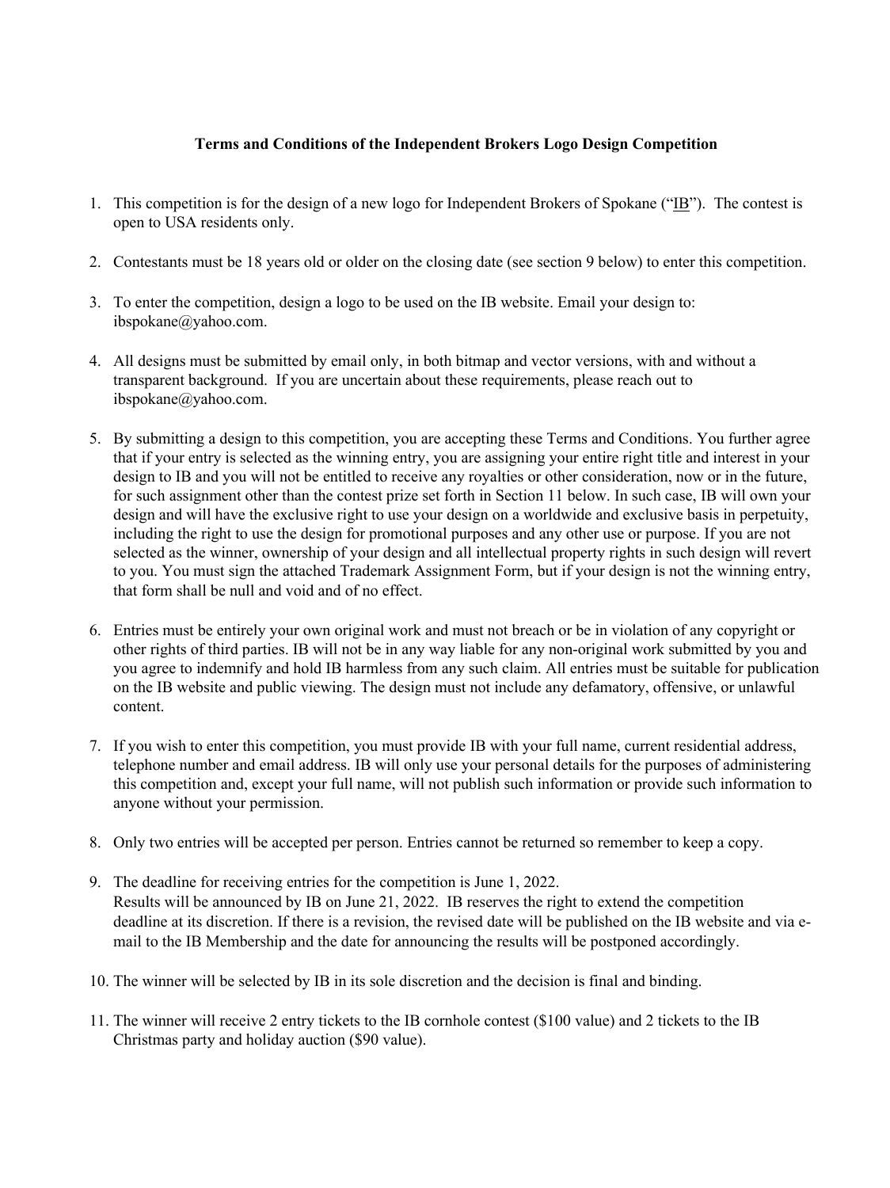**Terms and Conditions of the Independent Brokers Logo Design Competition**

1. This competition is for the design of a new logo for Independent Brokers of Spokane ("IB"). The contest is open to USA residents only.

2. Contestants must be 18 years old or older on the closing date (see section 9 below) to enter this competition.

3. To enter the competition, design a logo to be used on the IB website. Email your design to: ibspokane@yahoo.com.

4. All designs must be submitted by email only, in both bitmap and vector versions, with and without a transparent background. If you are uncertain about these requirements, please reach out to ibspokane@yahoo.com.

5. By submitting a design to this competition, you are accepting these Terms and Conditions. You further agree that if your entry is selected as the winning entry, you are assigning your entire right title and interest in your design to IB and you will not be entitled to receive any royalties or other consideration, now or in the future, for such assignment other than the contest prize set forth in Section 11 below. In such case, IB will own your design and will have the exclusive right to use your design on a worldwide and exclusive basis in perpetuity, including the right to use the design for promotional purposes and any other use or purpose. If you are not selected as the winner, ownership of your design and all intellectual property rights in such design will revert to you. You must sign the attached Trademark Assignment Form, but if your design is not the winning entry, that form shall be null and void and of no effect.

6. Entries must be entirely your own original work and must not breach or be in violation of any copyright or other rights of third parties. IB will not be in any way liable for any non-original work submitted by you and you agree to indemnify and hold IB harmless from any such claim. All entries must be suitable for publication on the IB website and public viewing. The design must not include any defamatory, offensive, or unlawful content.

7. If you wish to enter this competition, you must provide IB with your full name, current residential address, telephone number and email address. IB will only use your personal details for the purposes of administering this competition and, except your full name, will not publish such information or provide such information to anyone without your permission.

8. Only two entries will be accepted per person. Entries cannot be returned so remember to keep a copy.

9. The deadline for receiving entries for the competition is June 1, 2022.
   Results will be announced by IB on June 21, 2022. IB reserves the right to extend the competition deadline at its discretion. If there is a revision, the revised date will be published on the IB website and via e-mail to the IB Membership and the date for announcing the results will be postponed accordingly.

10. The winner will be selected by IB in its sole discretion and the decision is final and binding.

11. The winner will receive 2 entry tickets to the IB cornhole contest ($100 value) and 2 tickets to the IB Christmas party and holiday auction ($90 value).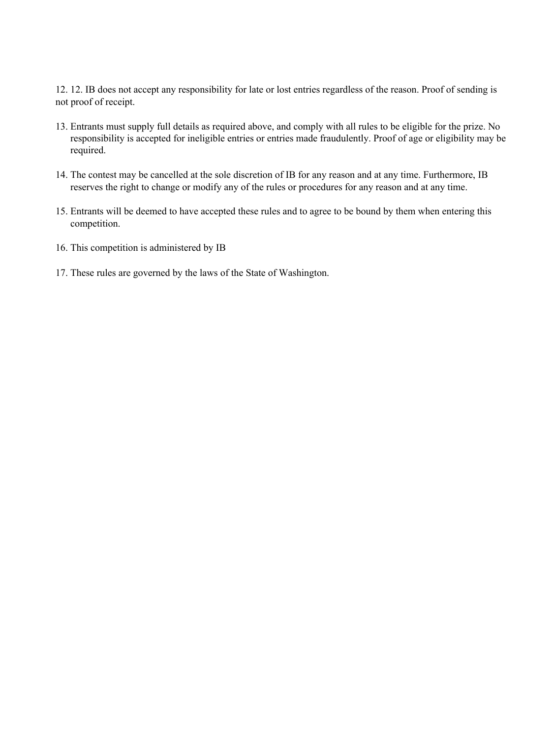12. 12. IB does not accept any responsibility for late or lost entries regardless of the reason. Proof of sending is not proof of receipt.

13. Entrants must supply full details as required above, and comply with all rules to be eligible for the prize. No responsibility is accepted for ineligible entries or entries made fraudulently. Proof of age or eligibility may be required.

14. The contest may be cancelled at the sole discretion of IB for any reason and at any time. Furthermore, IB reserves the right to change or modify any of the rules or procedures for any reason and at any time.

15. Entrants will be deemed to have accepted these rules and to agree to be bound by them when entering this competition.

16. This competition is administered by IB

17. These rules are governed by the laws of the State of Washington.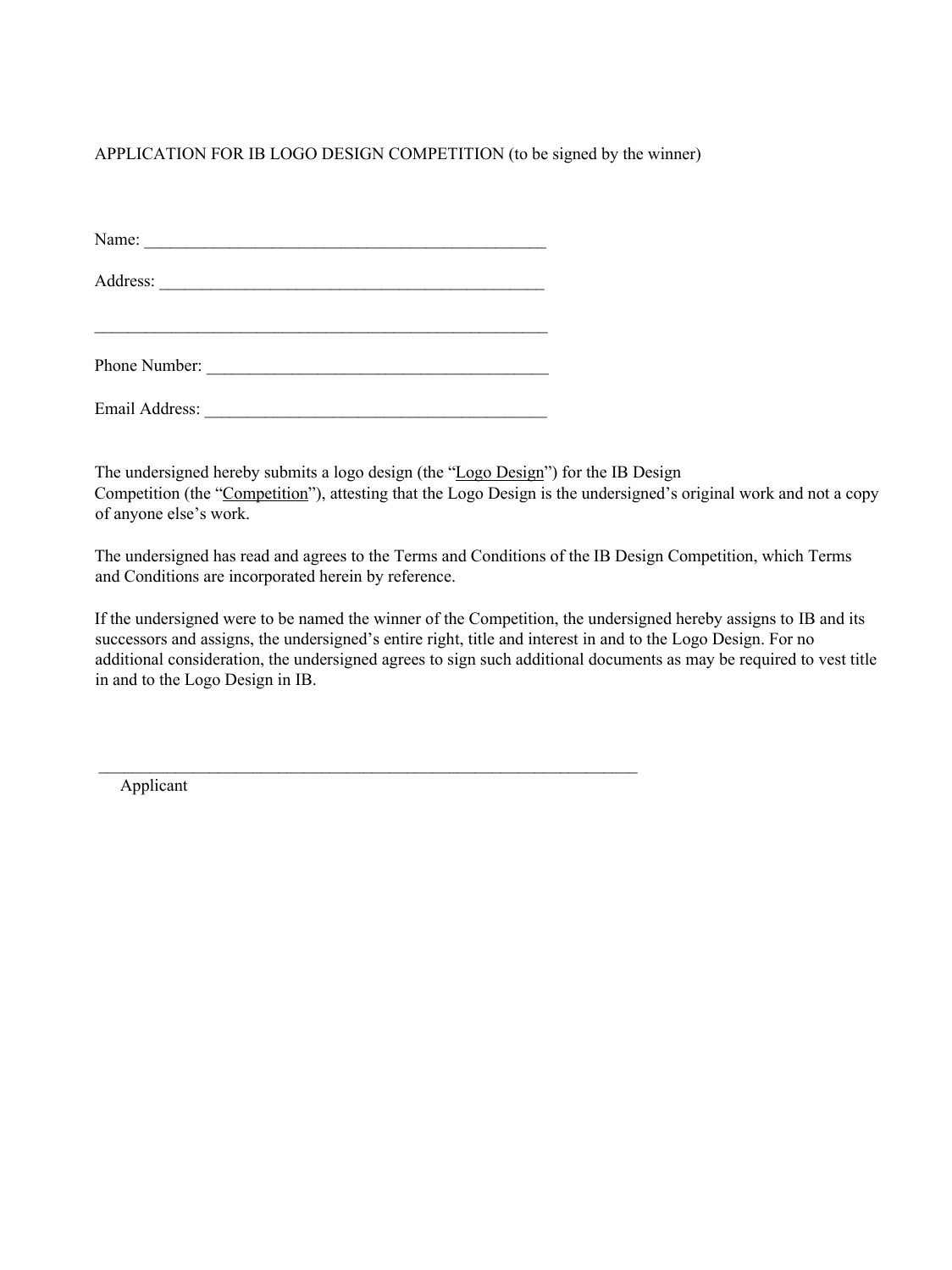APPLICATION FOR IB LOGO DESIGN COMPETITION (to be signed by the winner)

Name: _______________________________________________

Address: _____________________________________________

_____________________________________________________

Phone Number: ________________________________________

Email Address: ________________________________________

The undersigned hereby submits a logo design (the "Logo Design") for the IB Design Competition (the "Competition"), attesting that the Logo Design is the undersigned's original work and not a copy of anyone else's work.

The undersigned has read and agrees to the Terms and Conditions of the IB Design Competition, which Terms and Conditions are incorporated herein by reference.

If the undersigned were to be named the winner of the Competition, the undersigned hereby assigns to IB and its successors and assigns, the undersigned's entire right, title and interest in and to the Logo Design. For no additional consideration, the undersigned agrees to sign such additional documents as may be required to vest title in and to the Logo Design in IB.

_______________________________________________________________

Applicant